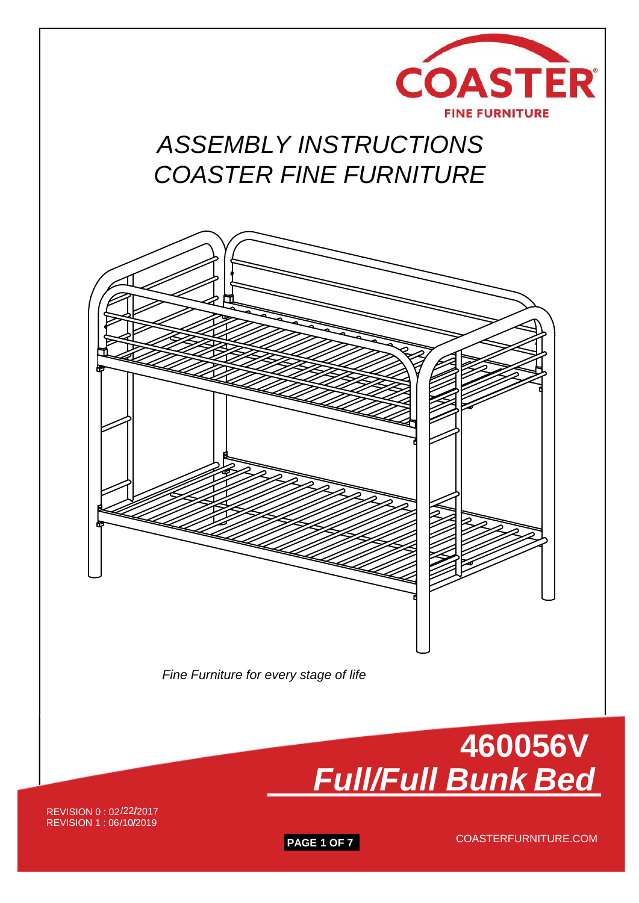COASTER

FINE FURNITURE

# ASSEMBLY INSTRUCTIONS
# COASTER FINE FURNITURE

*Fine Furniture for every stage of life*

## 460056V
## *Full/Full Bunk Bed*

REVISION 0 : 02/22/2017
REVISION 1 : 06/10/2019

COASTERFURNITURE.COM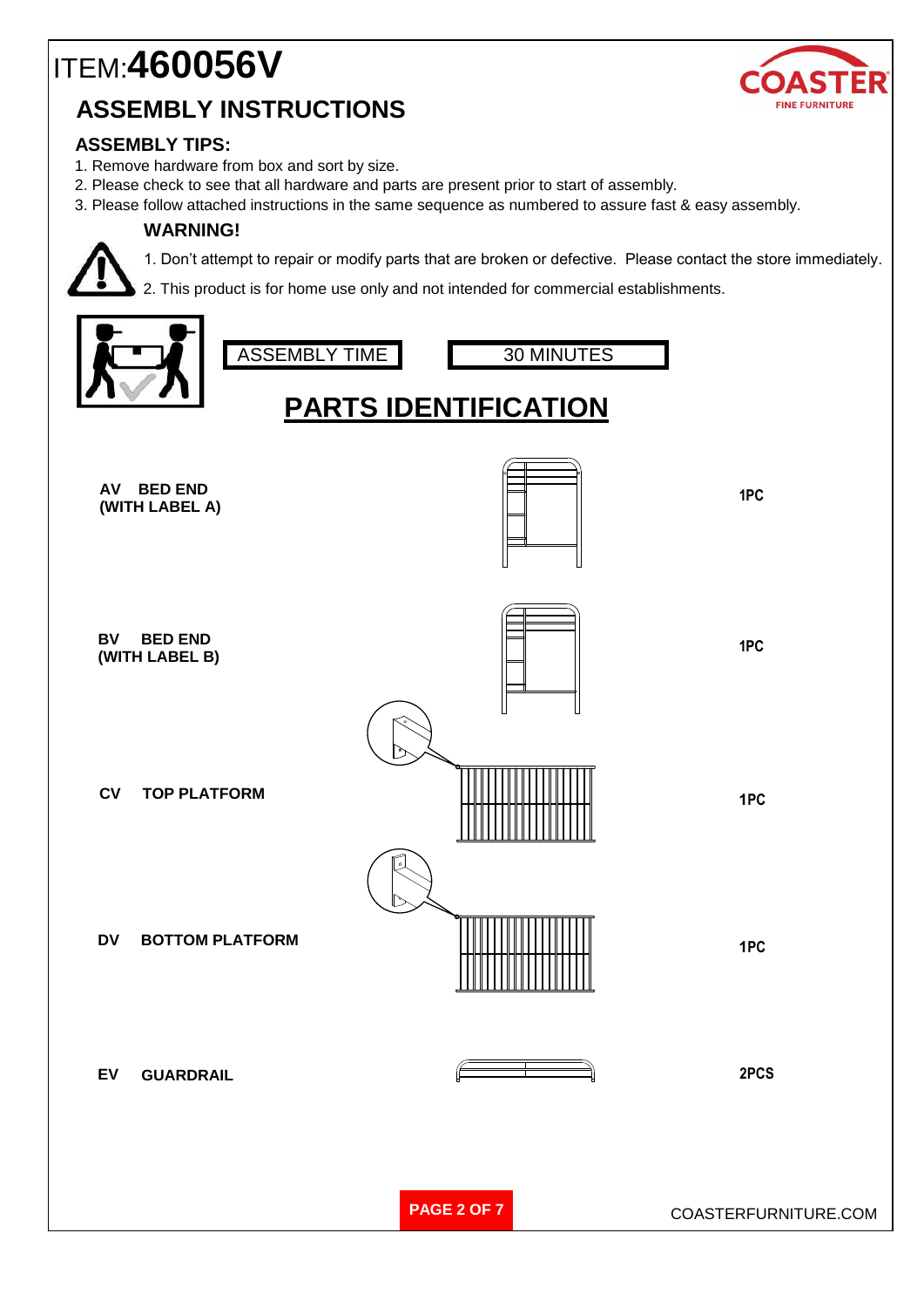# ITEM:460056V

## ASSEMBLY INSTRUCTIONS

### ASSEMBLY TIPS:

1. Remove hardware from box and sort by size.
2. Please check to see that all hardware and parts are present prior to start of assembly.
3. Please follow attached instructions in the same sequence as numbered to assure fast & easy assembly.

**WARNING!**

1. Don't attempt to repair or modify parts that are broken or defective. Please contact the store immediately.
2. This product is for home use only and not intended for commercial establishments.

| ASSEMBLY TIME | 30 MINUTES |
| --- | --- |

## PARTS IDENTIFICATION

| Part | Description | Qty |
| --- | --- | --- |
| AV | BED END (WITH LABEL A) | 1PC |
| BV | BED END (WITH LABEL B) | 1PC |
| CV | TOP PLATFORM | 1PC |
| DV | BOTTOM PLATFORM | 1PC |
| EV | GUARDRAIL | 2PCS |

COASTERFURNITURE.COM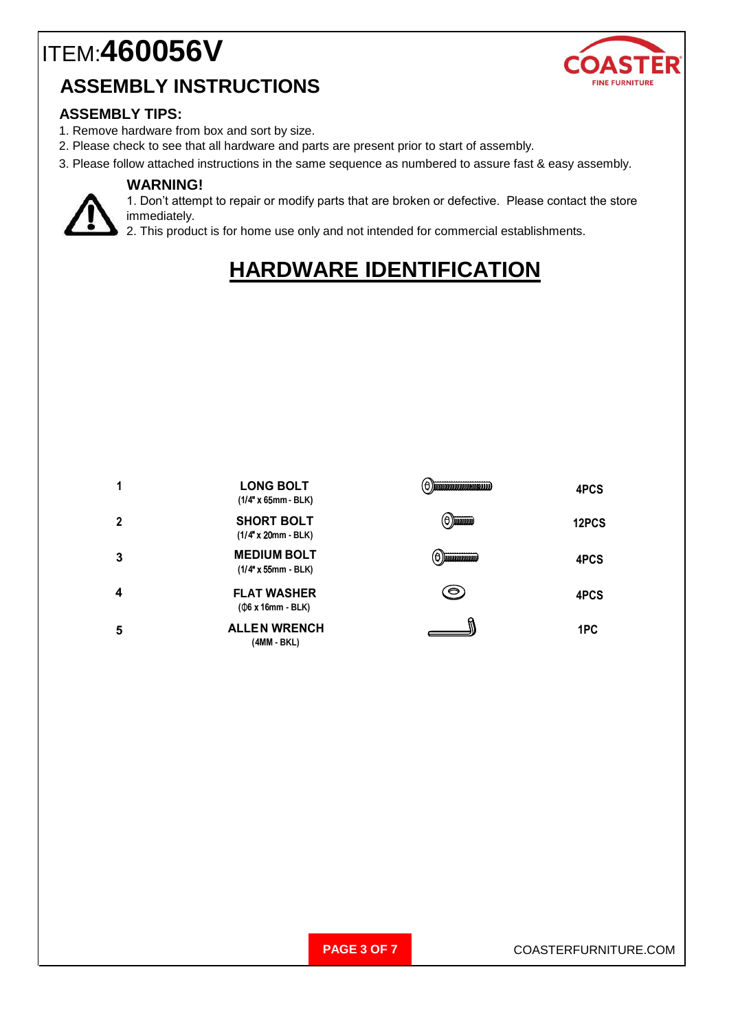# ITEM:**460056V**

COASTER FINE FURNITURE

## ASSEMBLY INSTRUCTIONS

### ASSEMBLY TIPS:

1. Remove hardware from box and sort by size.
2. Please check to see that all hardware and parts are present prior to start of assembly.
3. Please follow attached instructions in the same sequence as numbered to assure fast & easy assembly.

**WARNING!**

1. Don't attempt to repair or modify parts that are broken or defective. Please contact the store immediately.
2. This product is for home use only and not intended for commercial establishments.

## HARDWARE IDENTIFICATION

| | | | |
|---|---|---|---|
| 1 | **LONG BOLT** (1/4" x 65mm - BLK) | | **4PCS** |
| 2 | **SHORT BOLT** (1/4" x 20mm - BLK) | | **12PCS** |
| 3 | **MEDIUM BOLT** (1/4" x 55mm - BLK) | | **4PCS** |
| 4 | **FLAT WASHER** (Φ6 x 16mm - BLK) | | **4PCS** |
| 5 | **ALLEN WRENCH** (4MM - BKL) | | **1PC** |

COASTERFURNITURE.COM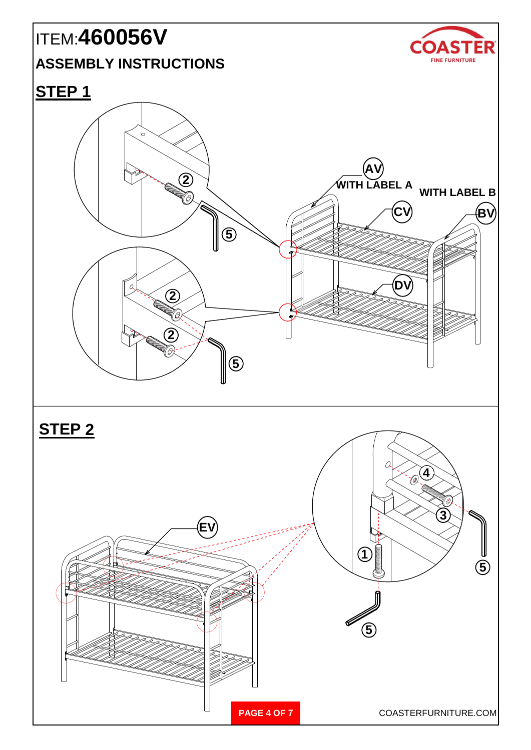ITEM:**460056V**

## ASSEMBLY INSTRUCTIONS

## STEP 1

AV WITH LABEL A

WITH LABEL B

CV

BV

DV

2

5

2

2

5

## STEP 2

EV

4

3

1

5

5

COASTERFURNITURE.COM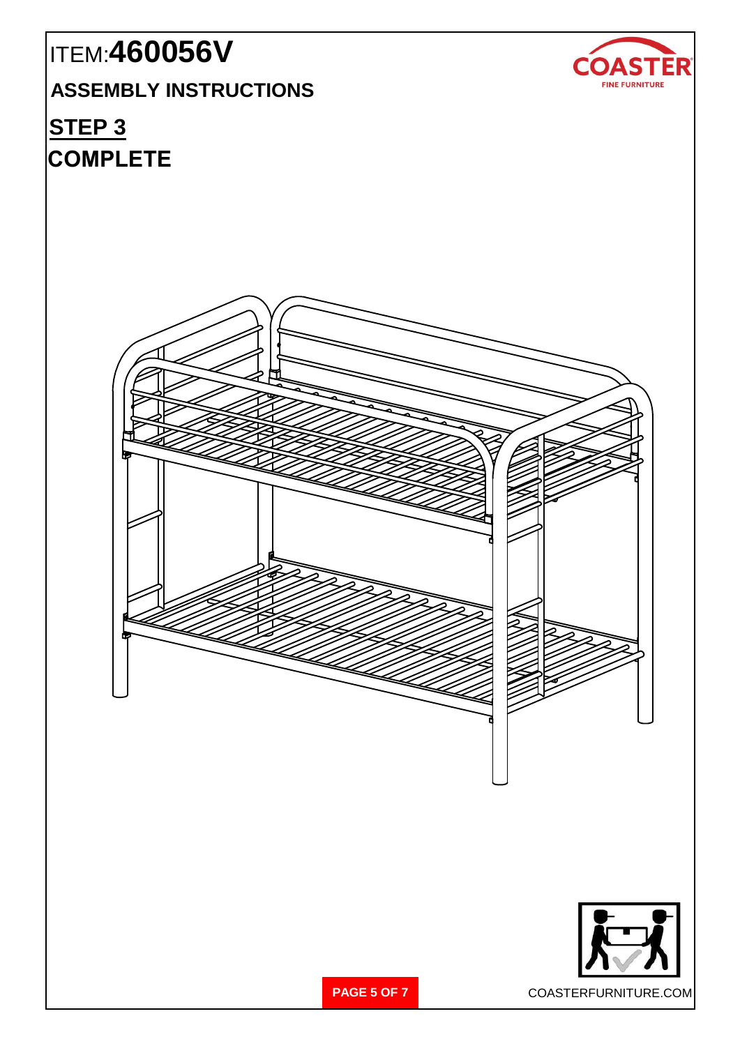ITEM:**460056V**

**ASSEMBLY INSTRUCTIONS**

## STEP 3

## COMPLETE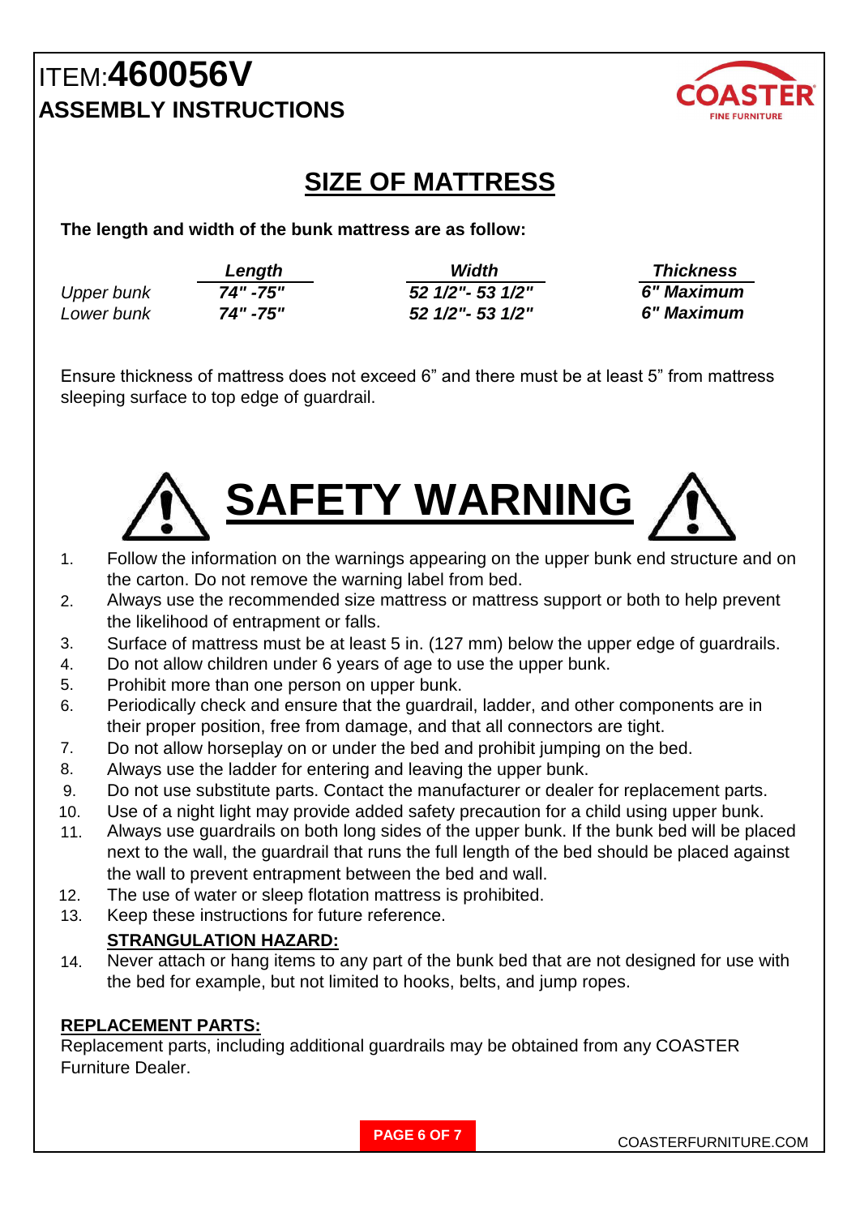# ITEM:**460056V**
## ASSEMBLY INSTRUCTIONS

COASTER FINE FURNITURE

## SIZE OF MATTRESS

**The length and width of the bunk mattress are as follow:**

| | *Length* | *Width* | *Thickness* |
|---|---|---|---|
| *Upper bunk* | ***74" -75"*** | ***52 1/2"- 53 1/2"*** | ***6" Maximum*** |
| *Lower bunk* | ***74" -75"*** | ***52 1/2"- 53 1/2"*** | ***6" Maximum*** |

Ensure thickness of mattress does not exceed 6" and there must be at least 5" from mattress sleeping surface to top edge of guardrail.

## ⚠ SAFETY WARNING ⚠

1. Follow the information on the warnings appearing on the upper bunk end structure and on the carton. Do not remove the warning label from bed.
2. Always use the recommended size mattress or mattress support or both to help prevent the likelihood of entrapment or falls.
3. Surface of mattress must be at least 5 in. (127 mm) below the upper edge of guardrails.
4. Do not allow children under 6 years of age to use the upper bunk.
5. Prohibit more than one person on upper bunk.
6. Periodically check and ensure that the guardrail, ladder, and other components are in their proper position, free from damage, and that all connectors are tight.
7. Do not allow horseplay on or under the bed and prohibit jumping on the bed.
8. Always use the ladder for entering and leaving the upper bunk.
9. Do not use substitute parts. Contact the manufacturer or dealer for replacement parts.
10. Use of a night light may provide added safety precaution for a child using upper bunk.
11. Always use guardrails on both long sides of the upper bunk. If the bunk bed will be placed next to the wall, the guardrail that runs the full length of the bed should be placed against the wall to prevent entrapment between the bed and wall.
12. The use of water or sleep flotation mattress is prohibited.
13. Keep these instructions for future reference.

    **STRANGULATION HAZARD:**

14. Never attach or hang items to any part of the bunk bed that are not designed for use with the bed for example, but not limited to hooks, belts, and jump ropes.

**REPLACEMENT PARTS:**
Replacement parts, including additional guardrails may be obtained from any COASTER Furniture Dealer.

COASTERFURNITURE.COM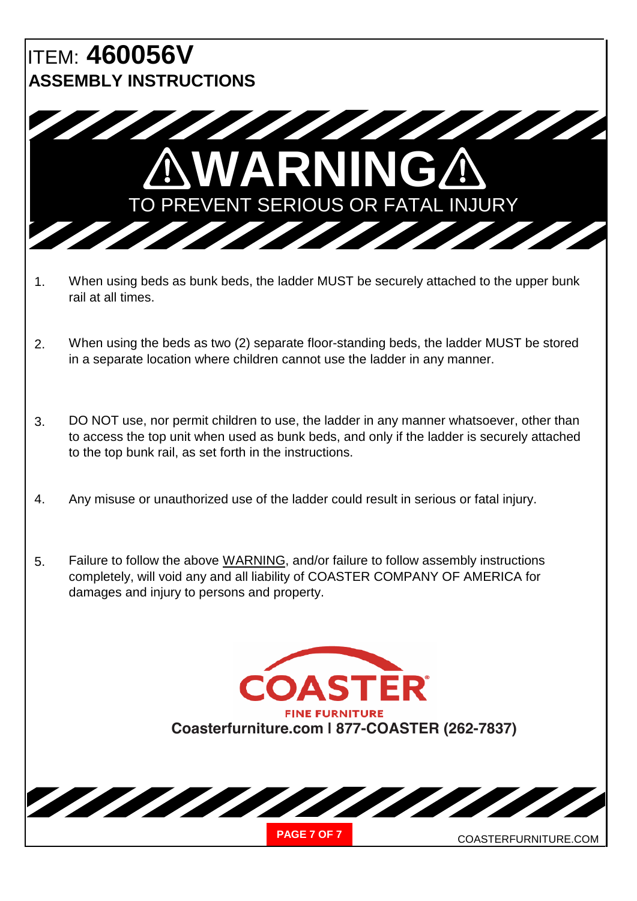# ITEM: **460056V**

## ASSEMBLY INSTRUCTIONS

# ⚠WARNING⚠

TO PREVENT SERIOUS OR FATAL INJURY

1. When using beds as bunk beds, the ladder MUST be securely attached to the upper bunk rail at all times.

2. When using the beds as two (2) separate floor-standing beds, the ladder MUST be stored in a separate location where children cannot use the ladder in any manner.

3. DO NOT use, nor permit children to use, the ladder in any manner whatsoever, other than to access the top unit when used as bunk beds, and only if the ladder is securely attached to the top bunk rail, as set forth in the instructions.

4. Any misuse or unauthorized use of the ladder could result in serious or fatal injury.

5. Failure to follow the above WARNING, and/or failure to follow assembly instructions completely, will void any and all liability of COASTER COMPANY OF AMERICA for damages and injury to persons and property.

COASTER®

FINE FURNITURE

**Coasterfurniture.com I 877-COASTER (262-7837)**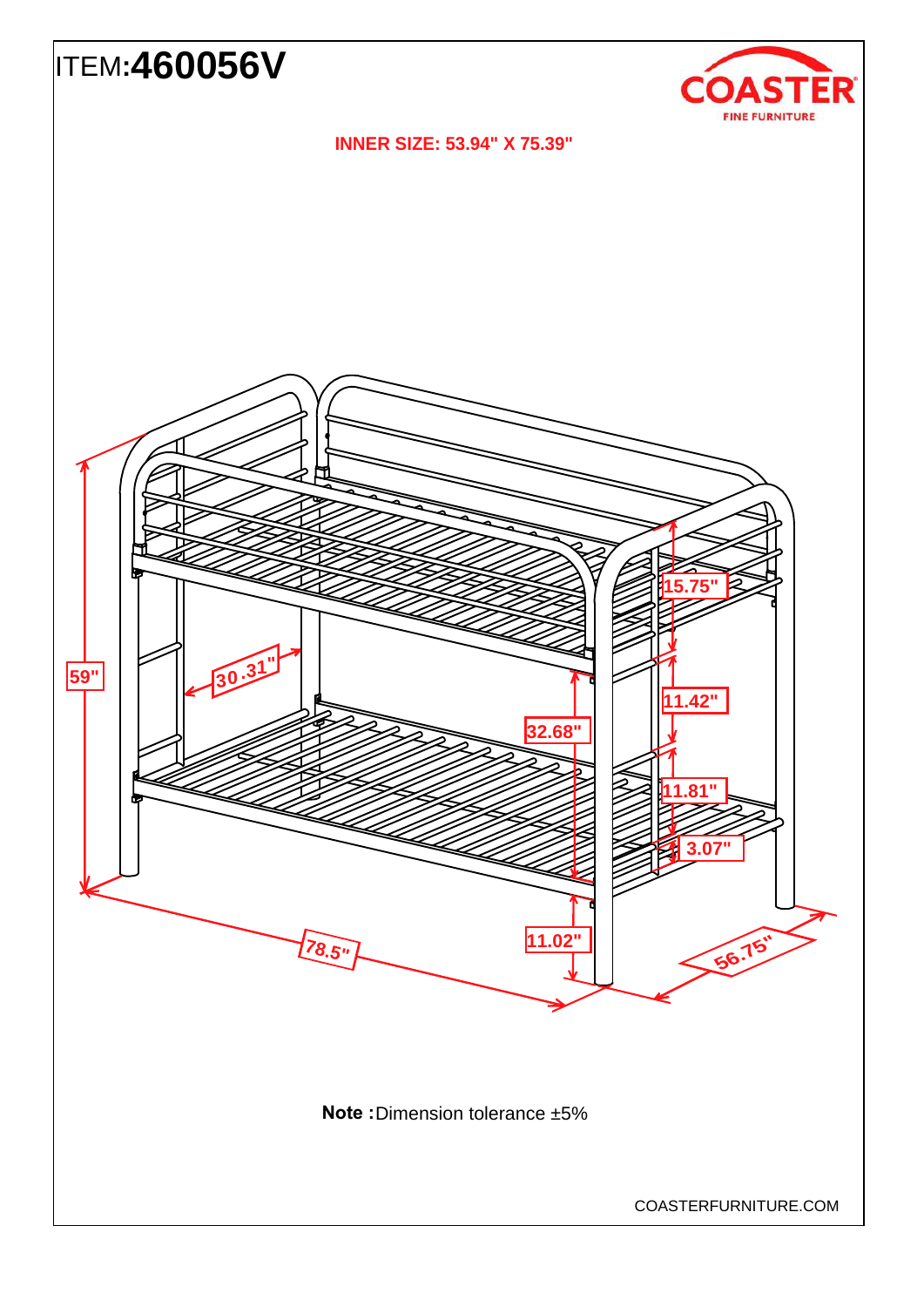ITEM:**460056V**

COASTER
FINE FURNITURE

**INNER SIZE: 53.94" X 75.39"**

59"

30.31"

15.75"

11.42"

32.68"

11.81"

3.07"

11.02"

78.5"

56.75"

**Note :** Dimension tolerance ±5%

COASTERFURNITURE.COM